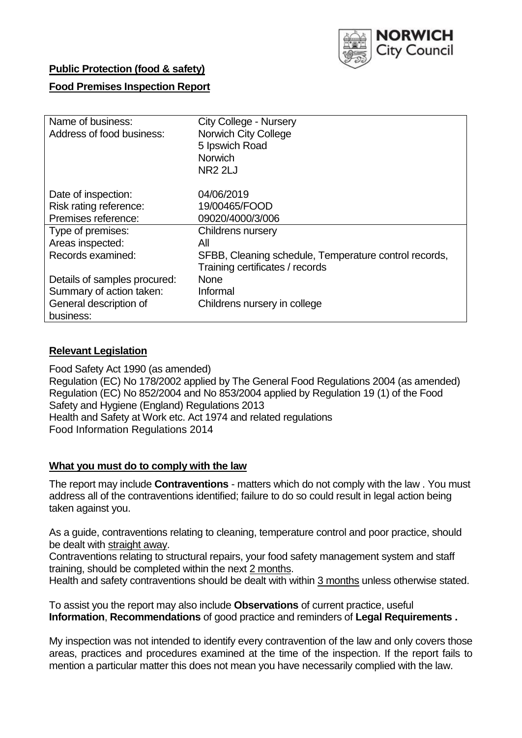**Public Protection (food & safety)**

**Food Premises Inspection Report**

| Name of business: | City College - Nursery |
|---|---|
| Address of food business: | Norwich City College<br>5 Ipswich Road<br>Norwich<br>NR2 2LJ |
| Date of inspection: | 04/06/2019 |
| Risk rating reference: | 19/00465/FOOD |
| Premises reference: | 09020/4000/3/006 |
| Type of premises: | Childrens nursery |
| Areas inspected: | All |
| Records examined: | SFBB, Cleaning schedule, Temperature control records, Training certificates / records |
| Details of samples procured: | None |
| Summary of action taken: | Informal |
| General description of business: | Childrens nursery in college |

## Relevant Legislation

Food Safety Act 1990 (as amended)
Regulation (EC) No 178/2002 applied by The General Food Regulations 2004 (as amended)
Regulation (EC) No 852/2004 and No 853/2004 applied by Regulation 19 (1) of the Food Safety and Hygiene (England) Regulations 2013
Health and Safety at Work etc. Act 1974 and related regulations
Food Information Regulations 2014

## What you must do to comply with the law

The report may include **Contraventions** - matters which do not comply with the law . You must address all of the contraventions identified; failure to do so could result in legal action being taken against you.

As a guide, contraventions relating to cleaning, temperature control and poor practice, should be dealt with straight away.
Contraventions relating to structural repairs, your food safety management system and staff training, should be completed within the next 2 months.
Health and safety contraventions should be dealt with within 3 months unless otherwise stated.

To assist you the report may also include **Observations** of current practice, useful **Information**, **Recommendations** of good practice and reminders of **Legal Requirements .**

My inspection was not intended to identify every contravention of the law and only covers those areas, practices and procedures examined at the time of the inspection. If the report fails to mention a particular matter this does not mean you have necessarily complied with the law.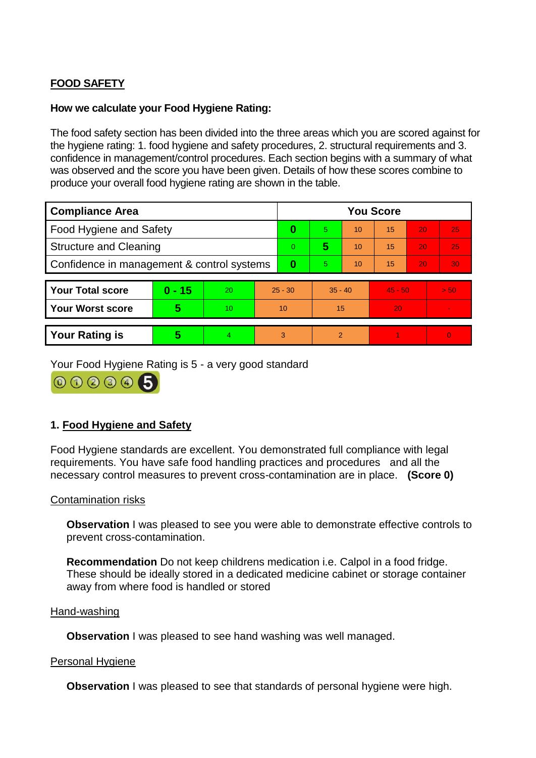## FOOD SAFETY

**How we calculate your Food Hygiene Rating:**

The food safety section has been divided into the three areas which you are scored against for the hygiene rating: 1. food hygiene and safety procedures, 2. structural requirements and 3. confidence in management/control procedures. Each section begins with a summary of what was observed and the score you have been given. Details of how these scores combine to produce your overall food hygiene rating are shown in the table.

| Compliance Area | You Score | | | | | |
|---|---|---|---|---|---|---|
| Food Hygiene and Safety | **0** | 5 | 10 | 15 | 20 | 25 |
| Structure and Cleaning | 0 | **5** | 10 | 15 | 20 | 25 |
| Confidence in management & control systems | **0** | 5 | 10 | 15 | 20 | 30 |

| | | | | | | |
|---|---|---|---|---|---|---|
| **Your Total score** | **0 - 15** | 20 | 25 - 30 | 35 - 40 | 45 - 50 | > 50 |
| **Your Worst score** | **5** | 10 | 10 | 15 | 20 | - |
| **Your Rating is** | **5** | 4 | 3 | 2 | 1 | 0 |

Your Food Hygiene Rating is 5 - a very good standard

### 1. Food Hygiene and Safety

Food Hygiene standards are excellent. You demonstrated full compliance with legal requirements. You have safe food handling practices and procedures and all the necessary control measures to prevent cross-contamination are in place. **(Score 0)**

Contamination risks

**Observation** I was pleased to see you were able to demonstrate effective controls to prevent cross-contamination.

**Recommendation** Do not keep childrens medication i.e. Calpol in a food fridge. These should be ideally stored in a dedicated medicine cabinet or storage container away from where food is handled or stored

Hand-washing

**Observation** I was pleased to see hand washing was well managed.

Personal Hygiene

**Observation** I was pleased to see that standards of personal hygiene were high.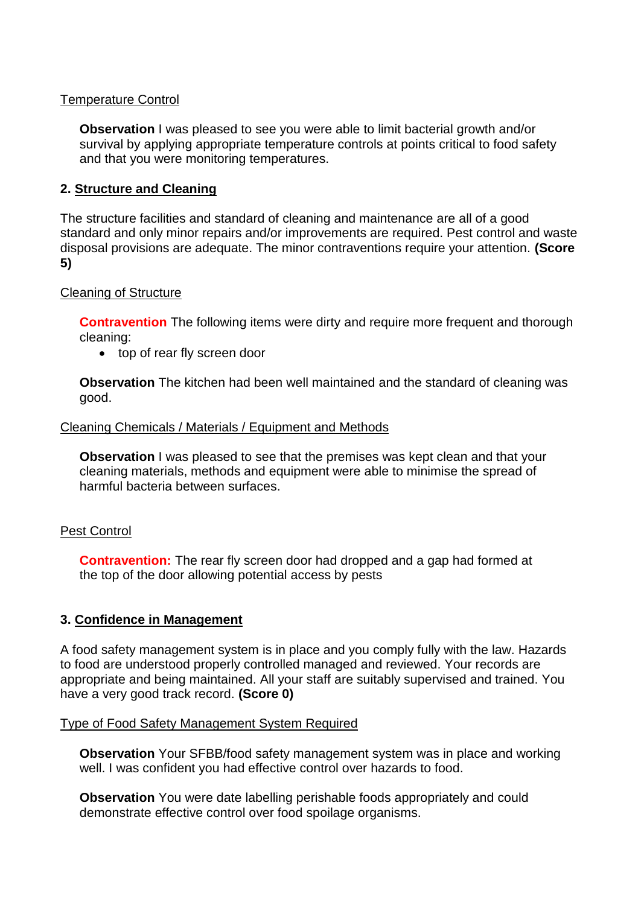Temperature Control

**Observation** I was pleased to see you were able to limit bacterial growth and/or survival by applying appropriate temperature controls at points critical to food safety and that you were monitoring temperatures.

## 2. Structure and Cleaning

The structure facilities and standard of cleaning and maintenance are all of a good standard and only minor repairs and/or improvements are required. Pest control and waste disposal provisions are adequate. The minor contraventions require your attention. **(Score 5)**

Cleaning of Structure

**Contravention** The following items were dirty and require more frequent and thorough cleaning:

- top of rear fly screen door

**Observation** The kitchen had been well maintained and the standard of cleaning was good.

Cleaning Chemicals / Materials / Equipment and Methods

**Observation** I was pleased to see that the premises was kept clean and that your cleaning materials, methods and equipment were able to minimise the spread of harmful bacteria between surfaces.

Pest Control

**Contravention:** The rear fly screen door had dropped and a gap had formed at the top of the door allowing potential access by pests

## 3. Confidence in Management

A food safety management system is in place and you comply fully with the law. Hazards to food are understood properly controlled managed and reviewed. Your records are appropriate and being maintained. All your staff are suitably supervised and trained. You have a very good track record. **(Score 0)**

Type of Food Safety Management System Required

**Observation** Your SFBB/food safety management system was in place and working well. I was confident you had effective control over hazards to food.

**Observation** You were date labelling perishable foods appropriately and could demonstrate effective control over food spoilage organisms.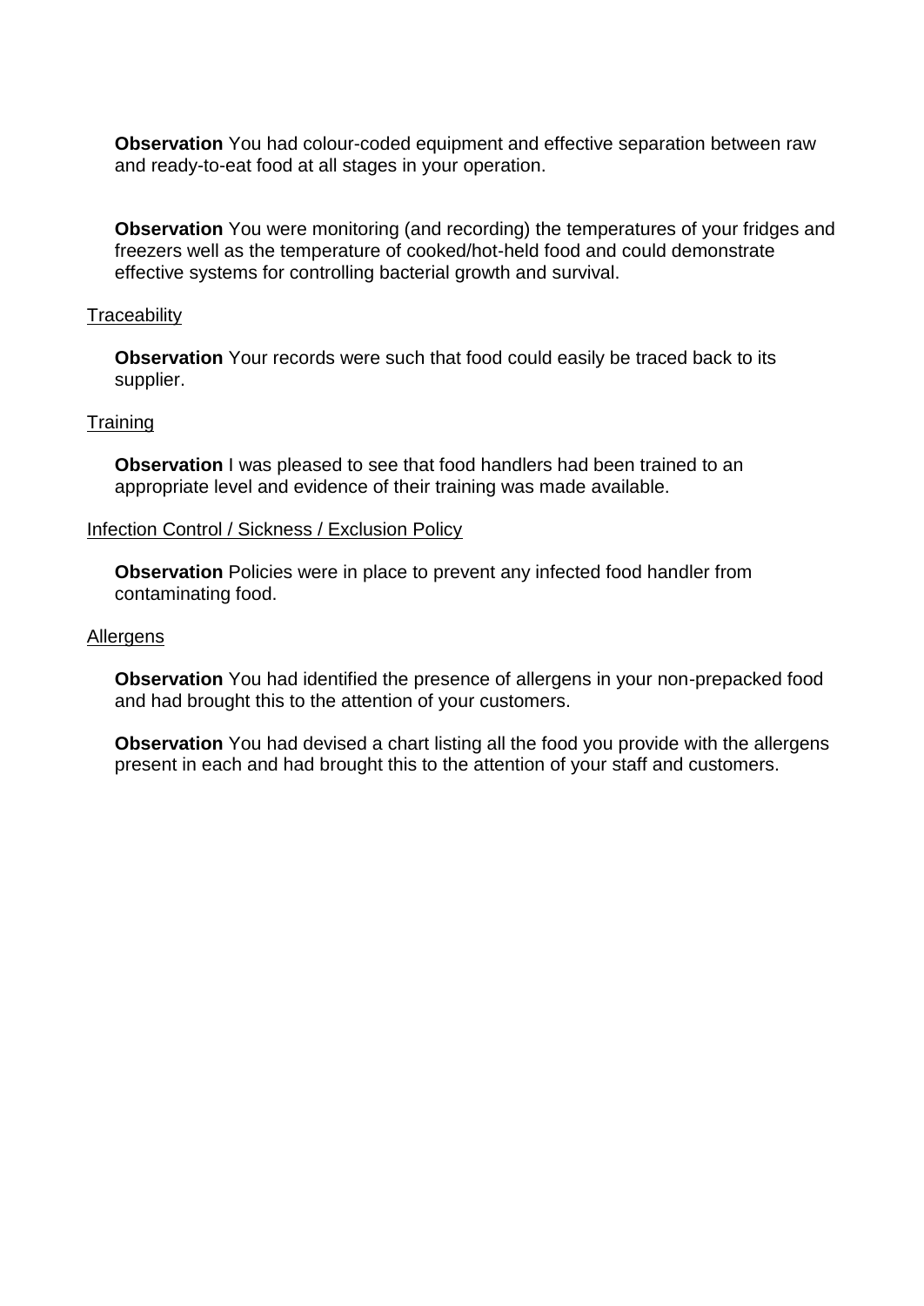**Observation** You had colour-coded equipment and effective separation between raw and ready-to-eat food at all stages in your operation.

**Observation** You were monitoring (and recording) the temperatures of your fridges and freezers well as the temperature of cooked/hot-held food and could demonstrate effective systems for controlling bacterial growth and survival.

<u>Traceability</u>

**Observation** Your records were such that food could easily be traced back to its supplier.

<u>Training</u>

**Observation** I was pleased to see that food handlers had been trained to an appropriate level and evidence of their training was made available.

<u>Infection Control / Sickness / Exclusion Policy</u>

**Observation** Policies were in place to prevent any infected food handler from contaminating food.

<u>Allergens</u>

**Observation** You had identified the presence of allergens in your non-prepacked food and had brought this to the attention of your customers.

**Observation** You had devised a chart listing all the food you provide with the allergens present in each and had brought this to the attention of your staff and customers.